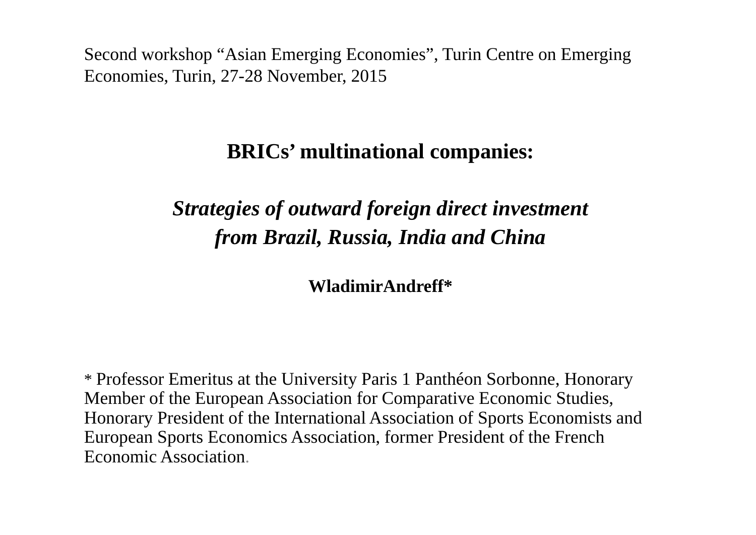Second workshop "Asian Emerging Economies", Turin Centre on Emerging Economies, Turin, 27-28 November, 2015

# BRICs' multinational companies:

## *Strategies of outward foreign direct investment from Brazil, Russia, India and China*

**WladimirAndreff***

* Professor Emeritus at the University Paris 1 Panthéon Sorbonne, Honorary Member of the European Association for Comparative Economic Studies, Honorary President of the International Association of Sports Economists and European Sports Economics Association, former President of the French Economic Association.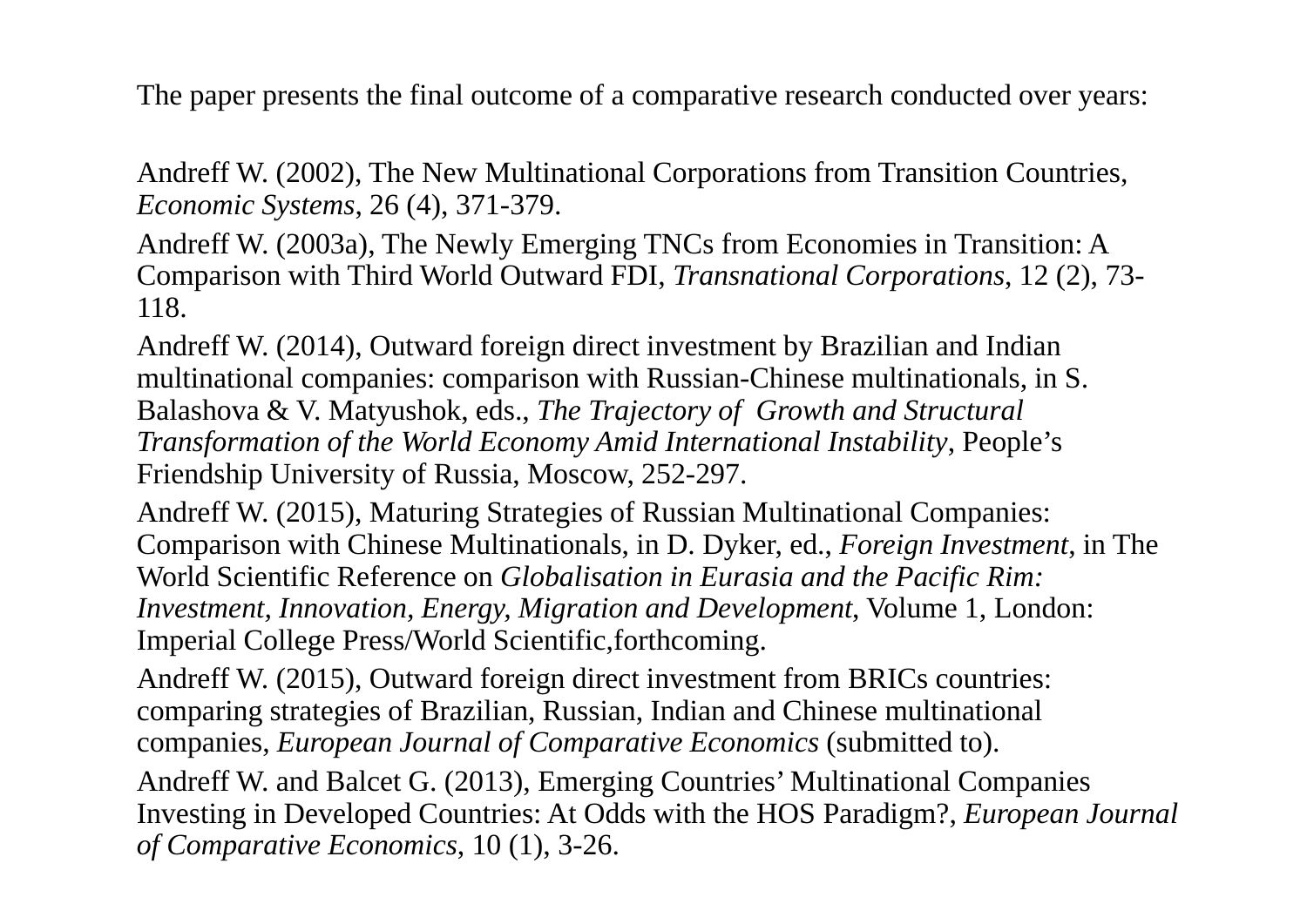The paper presents the final outcome of a comparative research conducted over years:

Andreff W. (2002), The New Multinational Corporations from Transition Countries, *Economic Systems*, 26 (4), 371-379.

Andreff W. (2003a), The Newly Emerging TNCs from Economies in Transition: A Comparison with Third World Outward FDI, *Transnational Corporations*, 12 (2), 73-118.

Andreff W. (2014), Outward foreign direct investment by Brazilian and Indian multinational companies: comparison with Russian-Chinese multinationals, in S. Balashova & V. Matyushok, eds., *The Trajectory of Growth and Structural Transformation of the World Economy Amid International Instability*, People's Friendship University of Russia, Moscow, 252-297.

Andreff W. (2015), Maturing Strategies of Russian Multinational Companies: Comparison with Chinese Multinationals, in D. Dyker, ed., *Foreign Investment*, in The World Scientific Reference on *Globalisation in Eurasia and the Pacific Rim: Investment, Innovation, Energy, Migration and Development*, Volume 1, London: Imperial College Press/World Scientific,forthcoming.

Andreff W. (2015), Outward foreign direct investment from BRICs countries: comparing strategies of Brazilian, Russian, Indian and Chinese multinational companies, *European Journal of Comparative Economics* (submitted to).

Andreff W. and Balcet G. (2013), Emerging Countries' Multinational Companies Investing in Developed Countries: At Odds with the HOS Paradigm?, *European Journal of Comparative Economics*, 10 (1), 3-26.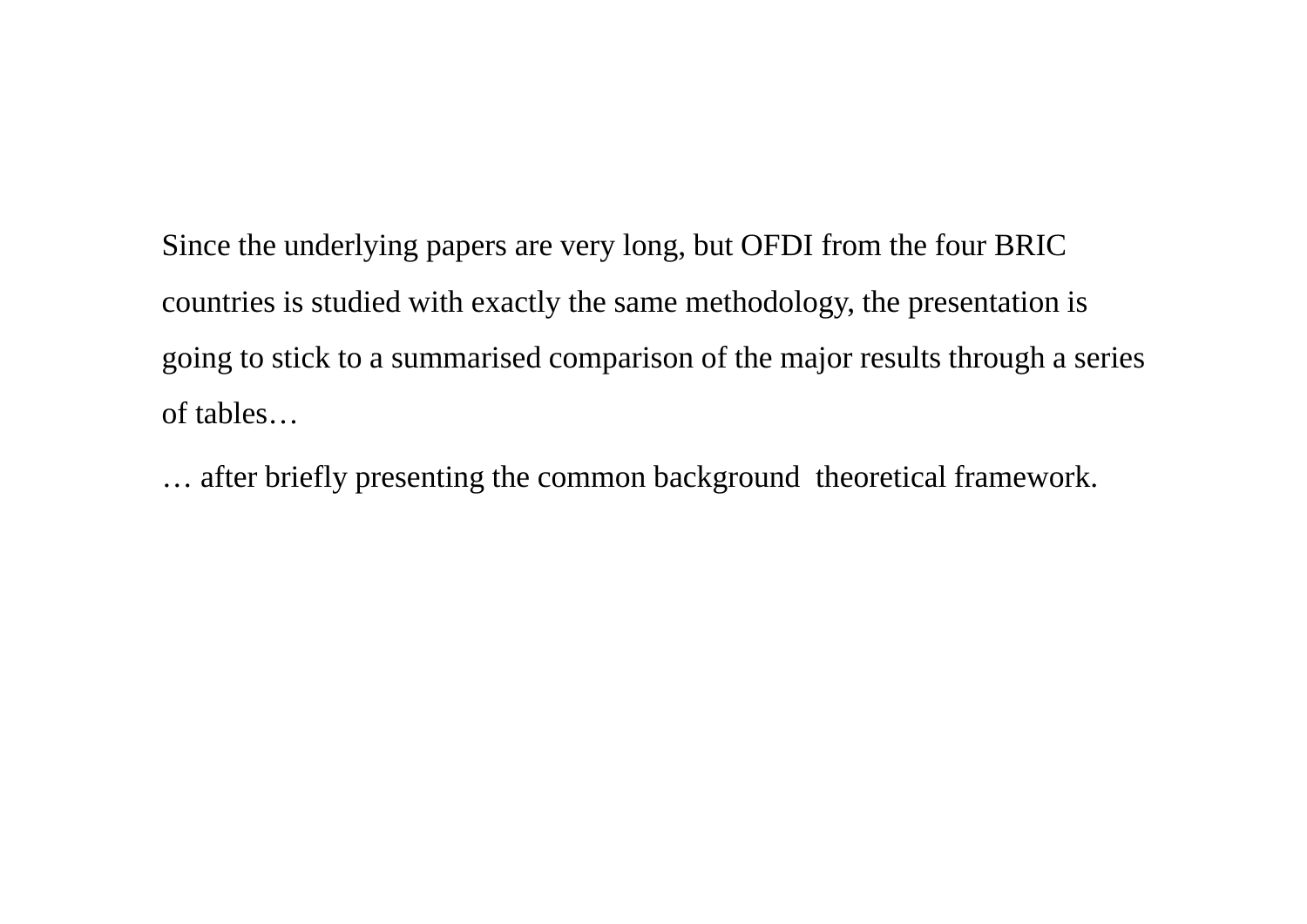Since the underlying papers are very long, but OFDI from the four BRIC countries is studied with exactly the same methodology, the presentation is going to stick to a summarised comparison of the major results through a series of tables…

… after briefly presenting the common background theoretical framework.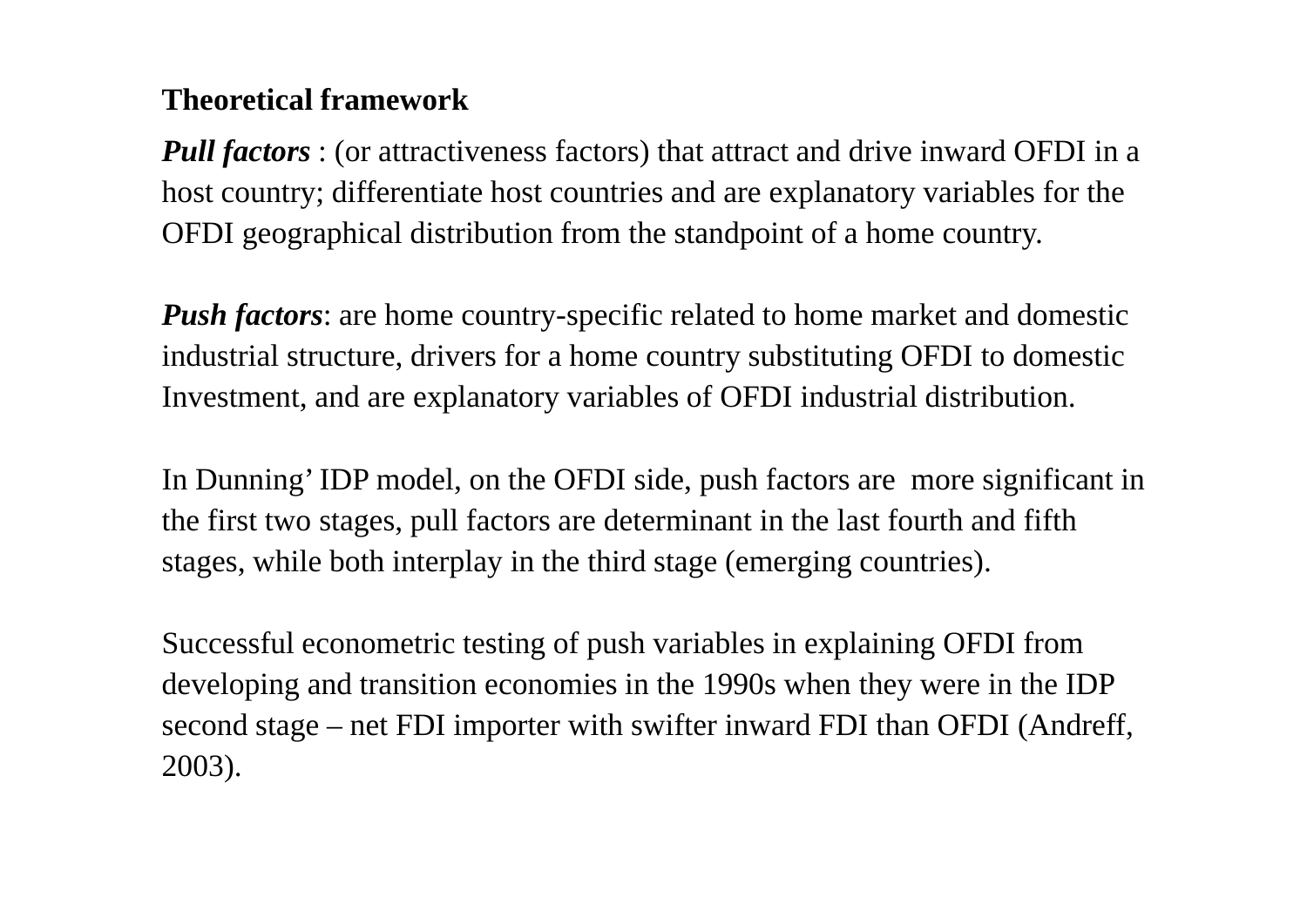**Theoretical framework**

***Pull factors*** : (or attractiveness factors) that attract and drive inward OFDI in a host country; differentiate host countries and are explanatory variables for the OFDI geographical distribution from the standpoint of a home country.

***Push factors***: are home country-specific related to home market and domestic industrial structure, drivers for a home country substituting OFDI to domestic Investment, and are explanatory variables of OFDI industrial distribution.

In Dunning' IDP model, on the OFDI side, push factors are more significant in the first two stages, pull factors are determinant in the last fourth and fifth stages, while both interplay in the third stage (emerging countries).

Successful econometric testing of push variables in explaining OFDI from developing and transition economies in the 1990s when they were in the IDP second stage – net FDI importer with swifter inward FDI than OFDI (Andreff, 2003).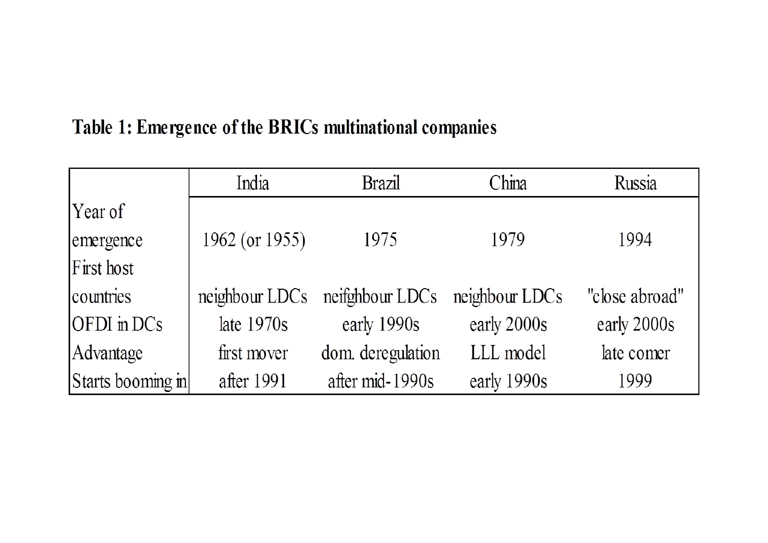**Table 1: Emergence of the BRICs multinational companies**

| | India | Brazil | China | Russia |
|---|---|---|---|---|
| Year of emergence | 1962 (or 1955) | 1975 | 1979 | 1994 |
| First host countries | neighbour LDCs | neifghbour LDCs | neighbour LDCs | "close abroad" |
| OFDI in DCs | late 1970s | early 1990s | early 2000s | early 2000s |
| Advantage | first mover | dom. deregulation | LLL model | late comer |
| Starts booming in | after 1991 | after mid-1990s | early 1990s | 1999 |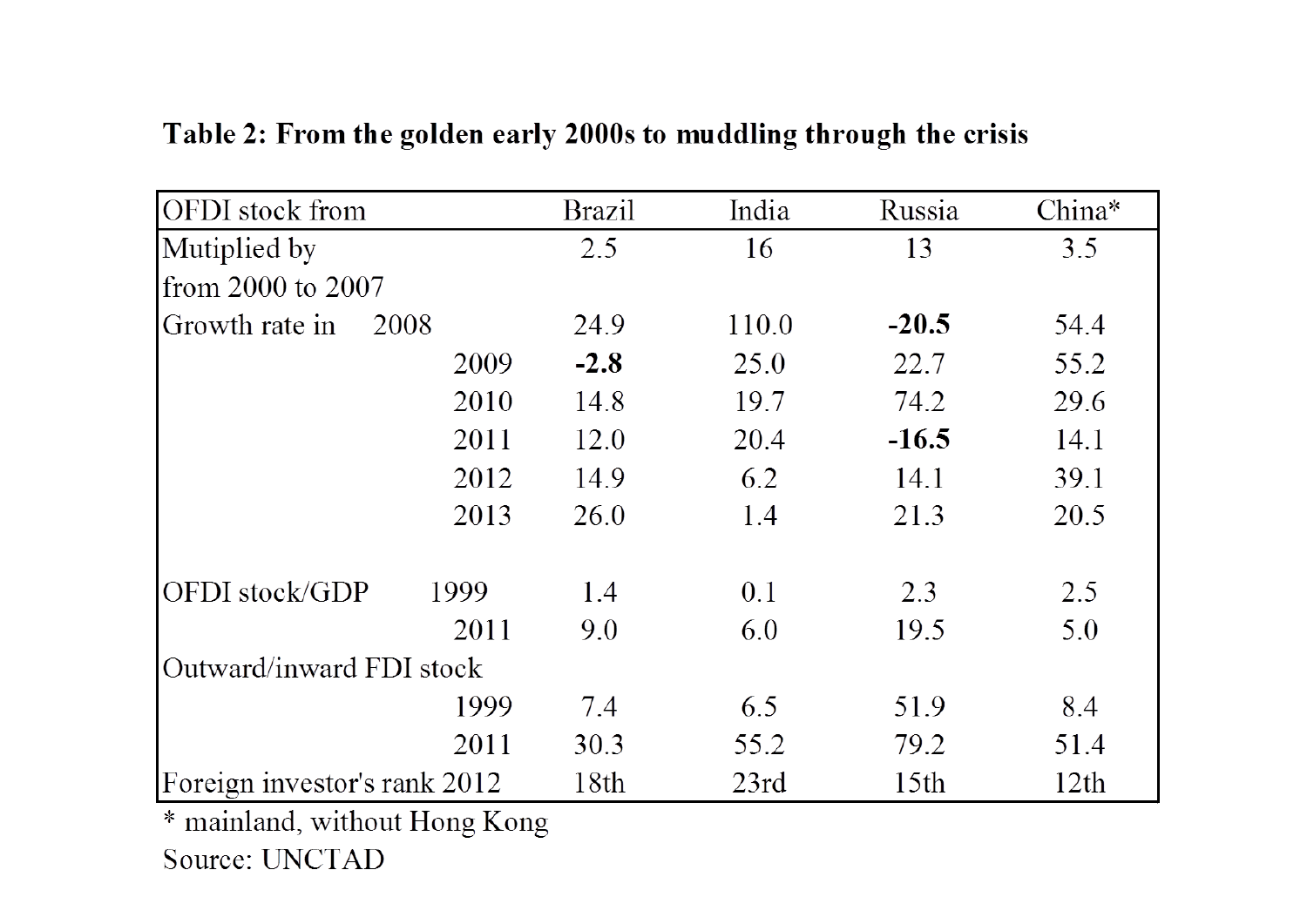**Table 2: From the golden early 2000s to muddling through the crisis**

| OFDI stock from | | Brazil | India | Russia | China* |
|---|---|---|---|---|---|
| Mutiplied by from 2000 to 2007 | | 2.5 | 16 | 13 | 3.5 |
| Growth rate in | 2008 | 24.9 | 110.0 | **-20.5** | 54.4 |
| | 2009 | **-2.8** | 25.0 | 22.7 | 55.2 |
| | 2010 | 14.8 | 19.7 | 74.2 | 29.6 |
| | 2011 | 12.0 | 20.4 | **-16.5** | 14.1 |
| | 2012 | 14.9 | 6.2 | 14.1 | 39.1 |
| | 2013 | 26.0 | 1.4 | 21.3 | 20.5 |
| | | | | | |
| OFDI stock/GDP | 1999 | 1.4 | 0.1 | 2.3 | 2.5 |
| | 2011 | 9.0 | 6.0 | 19.5 | 5.0 |
| Outward/inward FDI stock | | | | | |
| | 1999 | 7.4 | 6.5 | 51.9 | 8.4 |
| | 2011 | 30.3 | 55.2 | 79.2 | 51.4 |
| Foreign investor's rank 2012 | | 18th | 23rd | 15th | 12th |

* mainland, without Hong Kong

Source: UNCTAD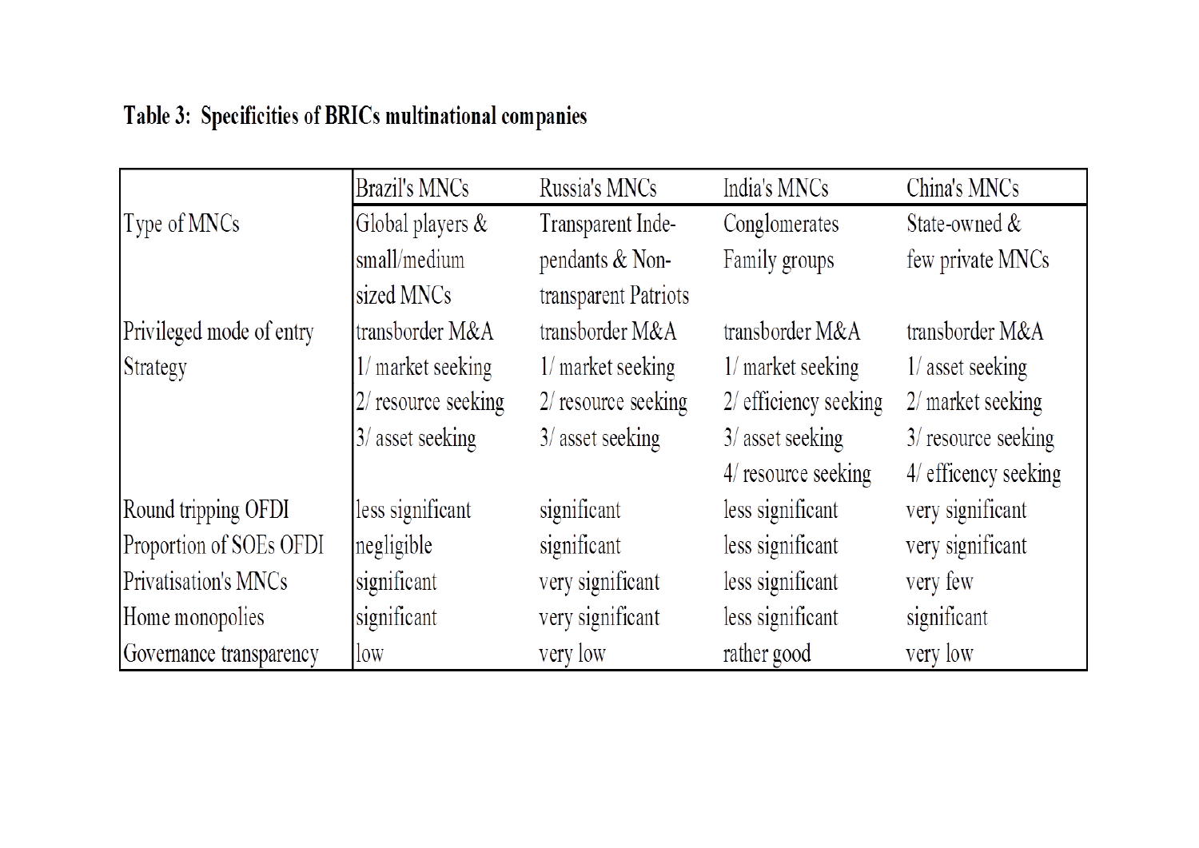**Table 3: Specificities of BRICs multinational companies**

| | Brazil's MNCs | Russia's MNCs | India's MNCs | China's MNCs |
|---|---|---|---|---|
| Type of MNCs | Global players & small/medium sized MNCs | Transparent Inde-pendants & Non-transparent Patriots | Conglomerates Family groups | State-owned & few private MNCs |
| Privileged mode of entry | transborder M&A | transborder M&A | transborder M&A | transborder M&A |
| Strategy | 1/ market seeking<br>2/ resource seeking<br>3/ asset seeking | 1/ market seeking<br>2/ resource seeking<br>3/ asset seeking | 1/ market seeking<br>2/ efficiency seeking<br>3/ asset seeking<br>4/ resource seeking | 1/ asset seeking<br>2/ market seeking<br>3/ resource seeking<br>4/ efficency seeking |
| Round tripping OFDI | less significant | significant | less significant | very significant |
| Proportion of SOEs OFDI | negligible | significant | less significant | very significant |
| Privatisation's MNCs | significant | very significant | less significant | very few |
| Home monopolies | significant | very significant | less significant | significant |
| Governance transparency | low | very low | rather good | very low |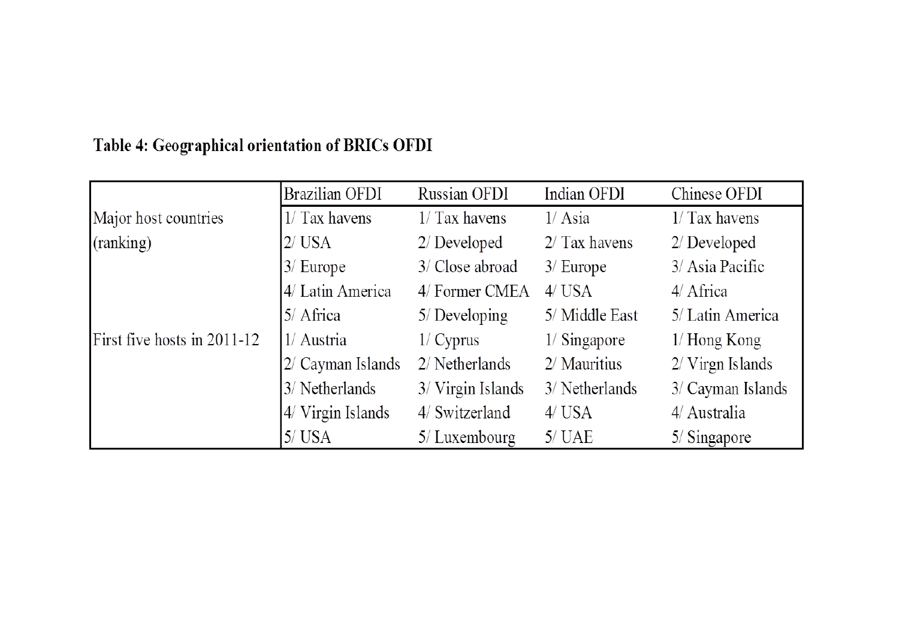**Table 4: Geographical orientation of BRICs OFDI**

| | Brazilian OFDI | Russian OFDI | Indian OFDI | Chinese OFDI |
|---|---|---|---|---|
| Major host countries (ranking) | 1/ Tax havens | 1/ Tax havens | 1/ Asia | 1/ Tax havens |
| | 2/ USA | 2/ Developed | 2/ Tax havens | 2/ Developed |
| | 3/ Europe | 3/ Close abroad | 3/ Europe | 3/ Asia Pacific |
| | 4/ Latin America | 4/ Former CMEA | 4/ USA | 4/ Africa |
| | 5/ Africa | 5/ Developing | 5/ Middle East | 5/ Latin America |
| First five hosts in 2011-12 | 1/ Austria | 1/ Cyprus | 1/ Singapore | 1/ Hong Kong |
| | 2/ Cayman Islands | 2/ Netherlands | 2/ Mauritius | 2/ Virgn Islands |
| | 3/ Netherlands | 3/ Virgin Islands | 3/ Netherlands | 3/ Cayman Islands |
| | 4/ Virgin Islands | 4/ Switzerland | 4/ USA | 4/ Australia |
| | 5/ USA | 5/ Luxembourg | 5/ UAE | 5/ Singapore |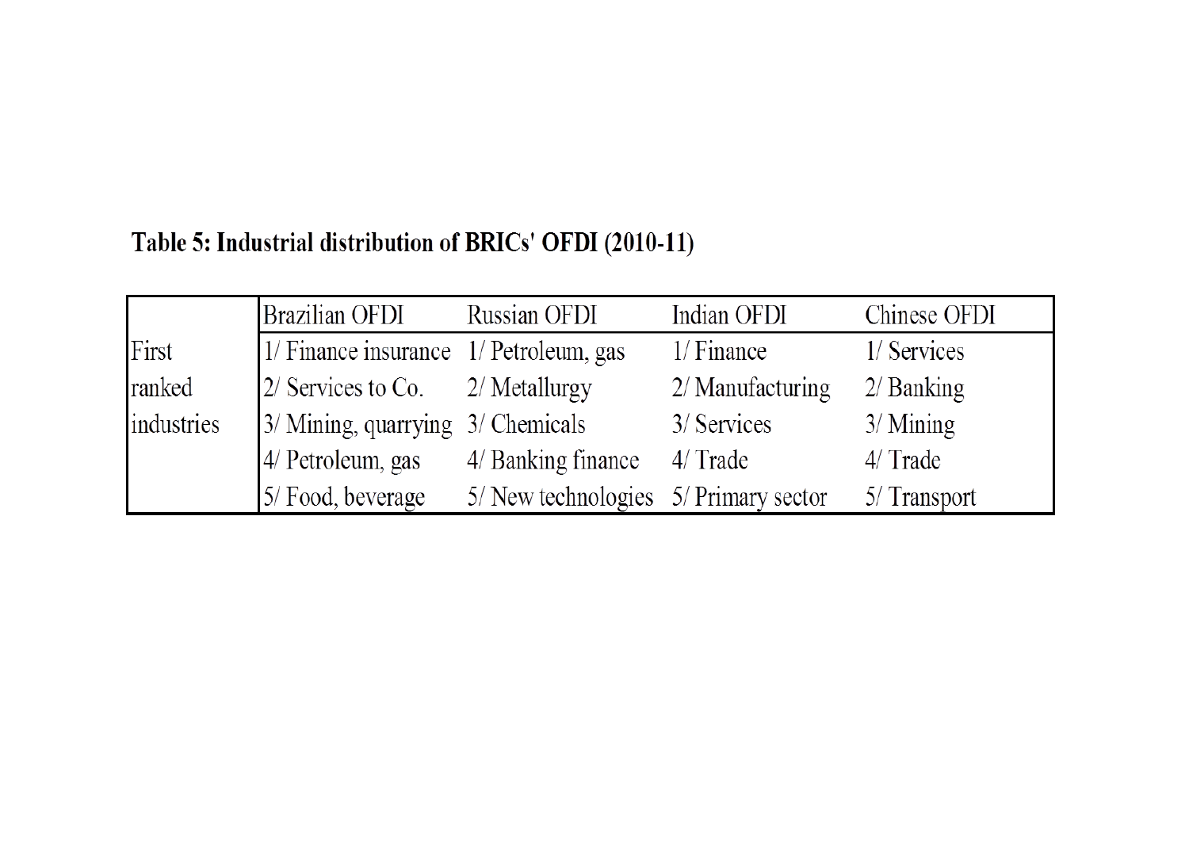**Table 5: Industrial distribution of BRICs' OFDI (2010-11)**

| | Brazilian OFDI | Russian OFDI | Indian OFDI | Chinese OFDI |
|---|---|---|---|---|
| First ranked industries | 1/ Finance insurance | 1/ Petroleum, gas | 1/ Finance | 1/ Services |
| | 2/ Services to Co. | 2/ Metallurgy | 2/ Manufacturing | 2/ Banking |
| | 3/ Mining, quarrying | 3/ Chemicals | 3/ Services | 3/ Mining |
| | 4/ Petroleum, gas | 4/ Banking finance | 4/ Trade | 4/ Trade |
| | 5/ Food, beverage | 5/ New technologies | 5/ Primary sector | 5/ Transport |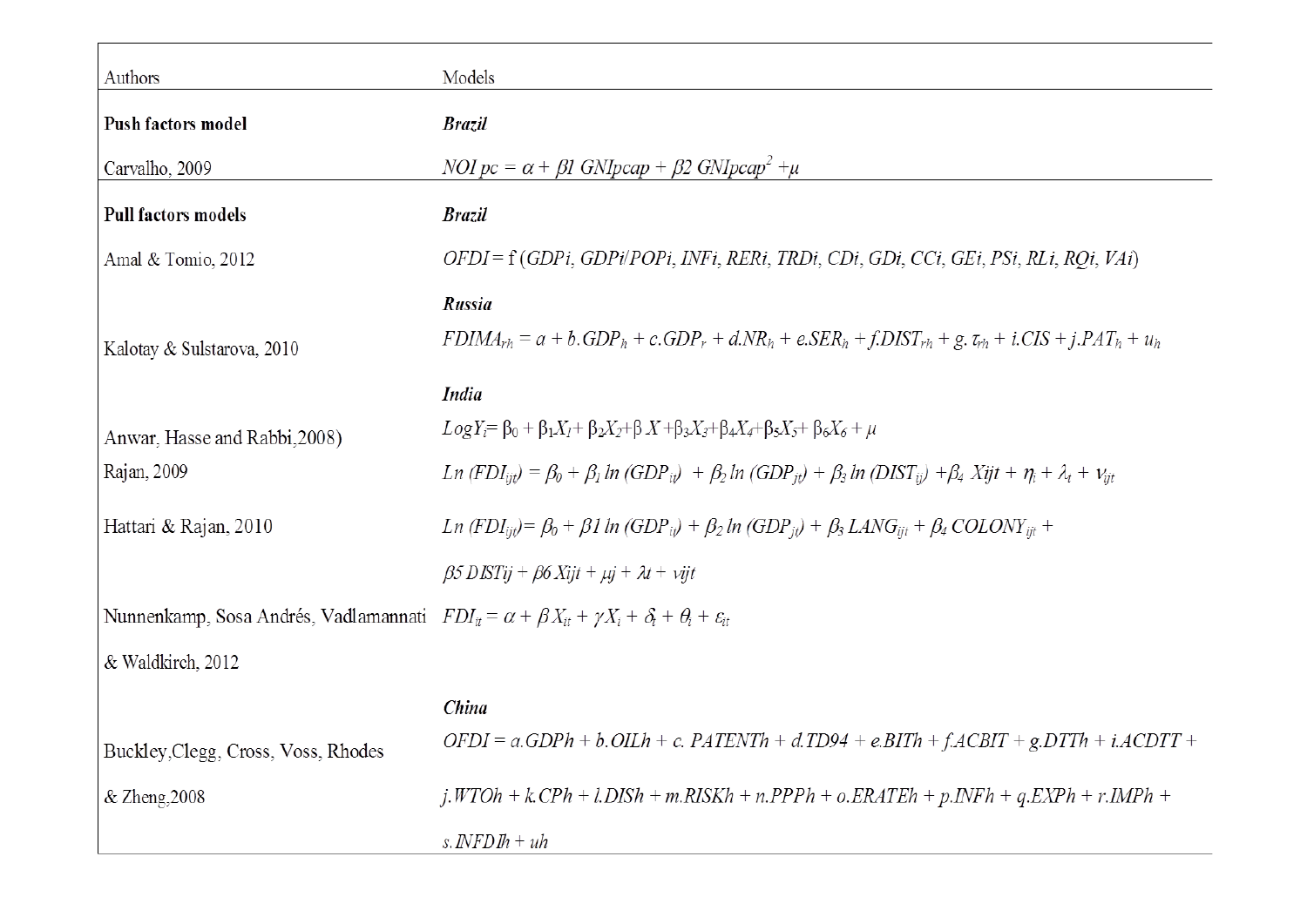| Authors | Models |
|---|---|
| **Push factors model** | ***Brazil*** |
| Carvalho, 2009 | $NOI\ pc = \alpha + \beta 1\ GNIpcap + \beta 2\ GNIpcap^2 + \mu$ |
| **Pull factors models** | ***Brazil*** |
| Amal & Tomio, 2012 | $OFDI = f\ (GDPi,\ GDPi/POPi,\ INFi,\ RERi,\ TRDi,\ CDi,\ GDi,\ CCi,\ GEi,\ PSi,\ RLi,\ RQi,\ VAi)$ |
| | ***Russia*** |
| Kalotay & Sulstarova, 2010 | $FDIMA_{rh} = a + b.GDP_h + c.GDP_r + d.NR_h + e.SER_h + f.DIST_{rh} + g.\ \tau_{rh} + i.CIS + j.PAT_h + u_h$ |
| | ***India*** |
| Anwar, Hasse and Rabbi,2008) | $LogY_i = \beta_0 + \beta_1 X_1 + \beta_2 X_2 + \beta\ X + \beta_3 X_3 + \beta_4 X_4 + \beta_5 X_5 + \beta_6 X_6 + \mu$ |
| Rajan, 2009 | $Ln\ (FDI_{ijt}) = \beta_0 + \beta_1\ ln\ (GDP_{it}) + \beta_2\ ln\ (GDP_{jt}) + \beta_3\ ln\ (DIST_{ij}) + \beta_4\ Xijt + \eta_i + \lambda_t + \nu_{ijt}$ |
| Hattari & Rajan, 2010 | $Ln\ (FDI_{ijt}) = \beta_0 + \beta 1\ ln\ (GDP_{it}) + \beta_2\ ln\ (GDP_{jt}) + \beta_3\ LANG_{ijt} + \beta_4\ COLONY_{ijt} + \beta 5\ DISTij + \beta 6\ Xijt + \mu j + \lambda t + vijt$ |
| Nunnenkamp, Sosa Andrés, Vadlamannati & Waldkirch, 2012 | $FDI_{it} = \alpha + \beta\ X_{it} + \gamma X_i + \delta_t + \theta_i + \varepsilon_{it}$ |
| | ***China*** |
| Buckley,Clegg, Cross, Voss, Rhodes & Zheng,2008 | $OFDI = a.GDPh + b.OILh + c.\ PATENTh + d.TD94 + e.BITh + f.ACBIT + g.DTTh + i.ACDTT + j.WTOh + k.CPh + l.DISh + m.RISKh + n.PPPh + o.ERATEh + p.INFh + q.EXPh + r.IMPh + s.INFDIh + uh$ |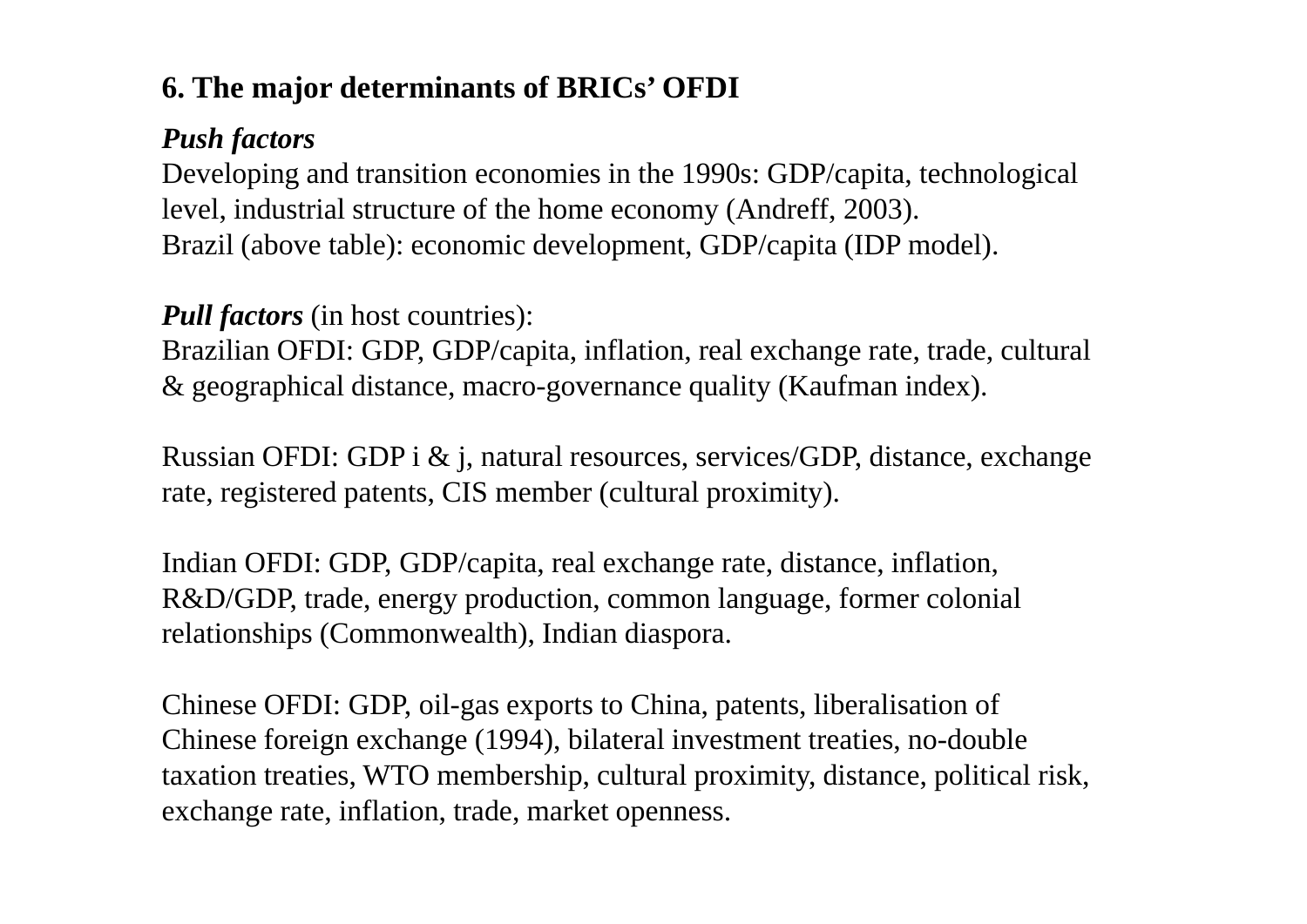## 6. The major determinants of BRICs' OFDI

***Push factors***

Developing and transition economies in the 1990s: GDP/capita, technological level, industrial structure of the home economy (Andreff, 2003).

Brazil (above table): economic development, GDP/capita (IDP model).

***Pull factors*** (in host countries):

Brazilian OFDI: GDP, GDP/capita, inflation, real exchange rate, trade, cultural & geographical distance, macro-governance quality (Kaufman index).

Russian OFDI: GDP i & j, natural resources, services/GDP, distance, exchange rate, registered patents, CIS member (cultural proximity).

Indian OFDI: GDP, GDP/capita, real exchange rate, distance, inflation, R&D/GDP, trade, energy production, common language, former colonial relationships (Commonwealth), Indian diaspora.

Chinese OFDI: GDP, oil-gas exports to China, patents, liberalisation of Chinese foreign exchange (1994), bilateral investment treaties, no-double taxation treaties, WTO membership, cultural proximity, distance, political risk, exchange rate, inflation, trade, market openness.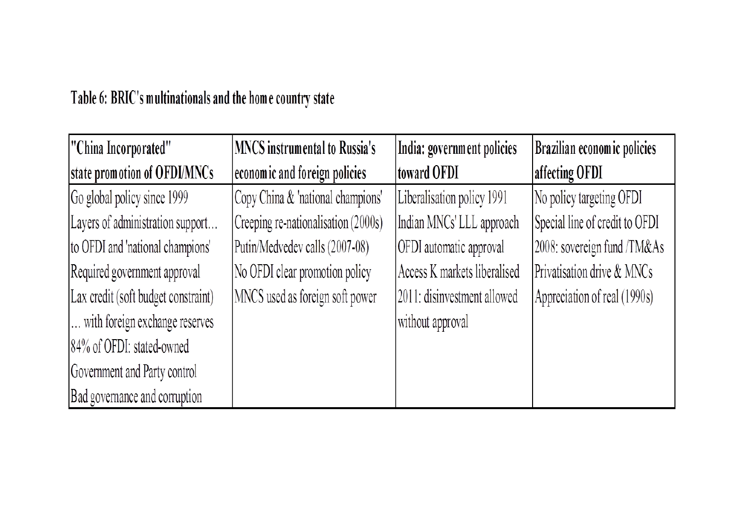**Table 6: BRIC's multinationals and the home country state**

| "China Incorporated" state promotion of OFDI/MNCs | MNCS instrumental to Russia's economic and foreign policies | India: government policies toward OFDI | Brazilian economic policies affecting OFDI |
|---|---|---|---|
| Go global policy since 1999 | Copy China & 'national champions' | Liberalisation policy 1991 | No policy targeting OFDI |
| Layers of administration support… | Creeping re-nationalisation (2000s) | Indian MNCs' LLL approach | Special line of credit to OFDI |
| to OFDI and 'national champions' | Putin/Medvedev calls (2007-08) | OFDI automatic approval | 2008: sovereign fund /TM&As |
| Required government approval | No OFDI clear promotion policy | Access K markets liberalised | Privatisation drive & MNCs |
| Lax credit (soft budget constraint) | MNCS used as foreign soft power | 2011: disinvestment allowed | Appreciation of real (1990s) |
| … with foreign exchange reserves | | without approval | |
| 84% of OFDI: stated-owned | | | |
| Government and Party control | | | |
| Bad governance and corruption | | | |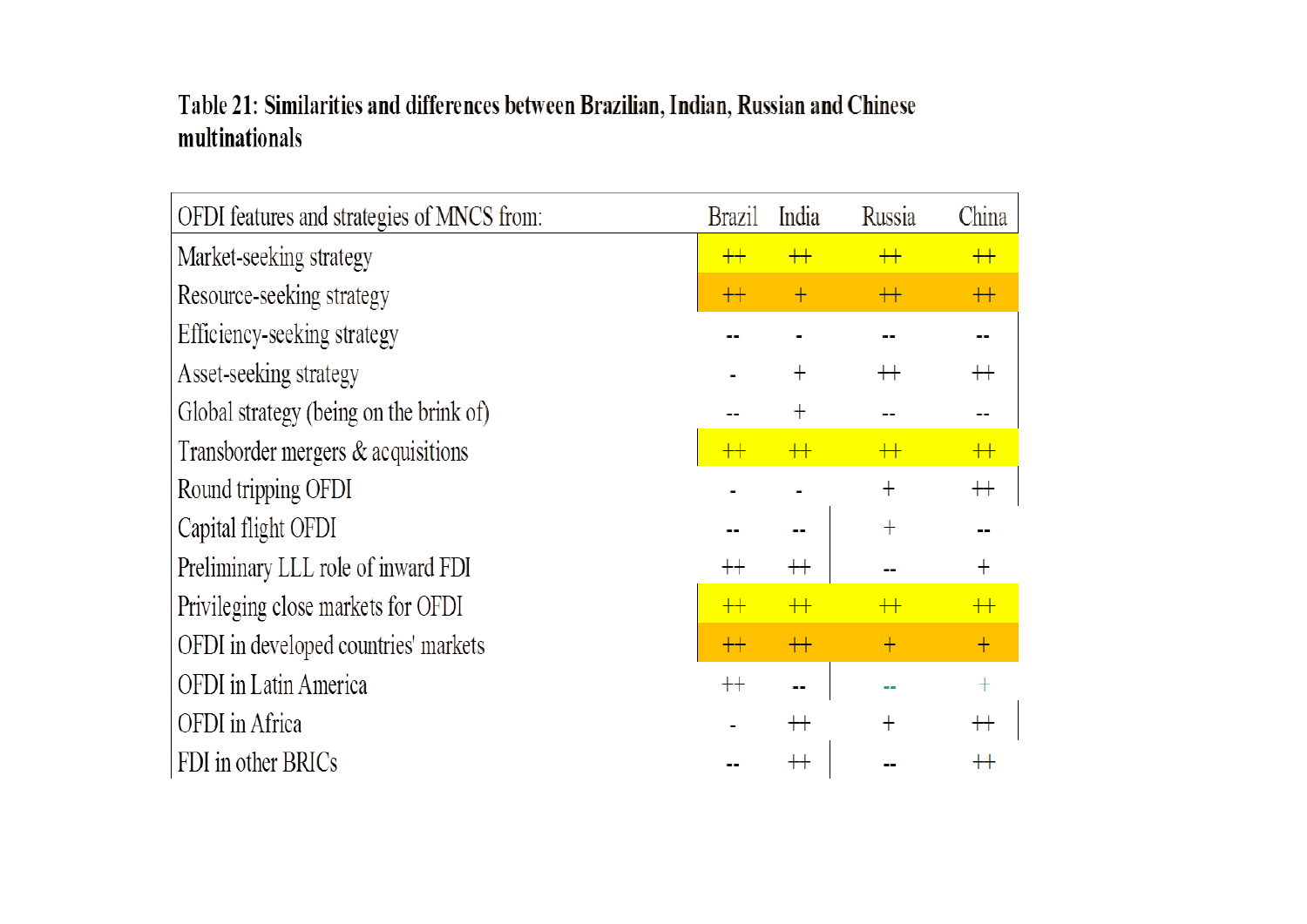**Table 21: Similarities and differences between Brazilian, Indian, Russian and Chinese multinationals**

| OFDI features and strategies of MNCS from: | Brazil | India | Russia | China |
|---|---|---|---|---|
| Market-seeking strategy | ++ | ++ | ++ | ++ |
| Resource-seeking strategy | ++ | + | ++ | ++ |
| Efficiency-seeking strategy | -- | - | -- | -- |
| Asset-seeking strategy | - | + | ++ | ++ |
| Global strategy (being on the brink of) | -- | + | -- | -- |
| Transborder mergers & acquisitions | ++ | ++ | ++ | ++ |
| Round tripping OFDI | - | - | + | ++ |
| Capital flight OFDI | -- | -- | + | -- |
| Preliminary LLL role of inward FDI | ++ | ++ | -- | + |
| Privileging close markets for OFDI | ++ | ++ | ++ | ++ |
| OFDI in developed countries' markets | ++ | ++ | + | + |
| OFDI in Latin America | ++ | -- | -- | + |
| OFDI in Africa | - | ++ | + | ++ |
| FDI in other BRICs | -- | ++ | -- | ++ |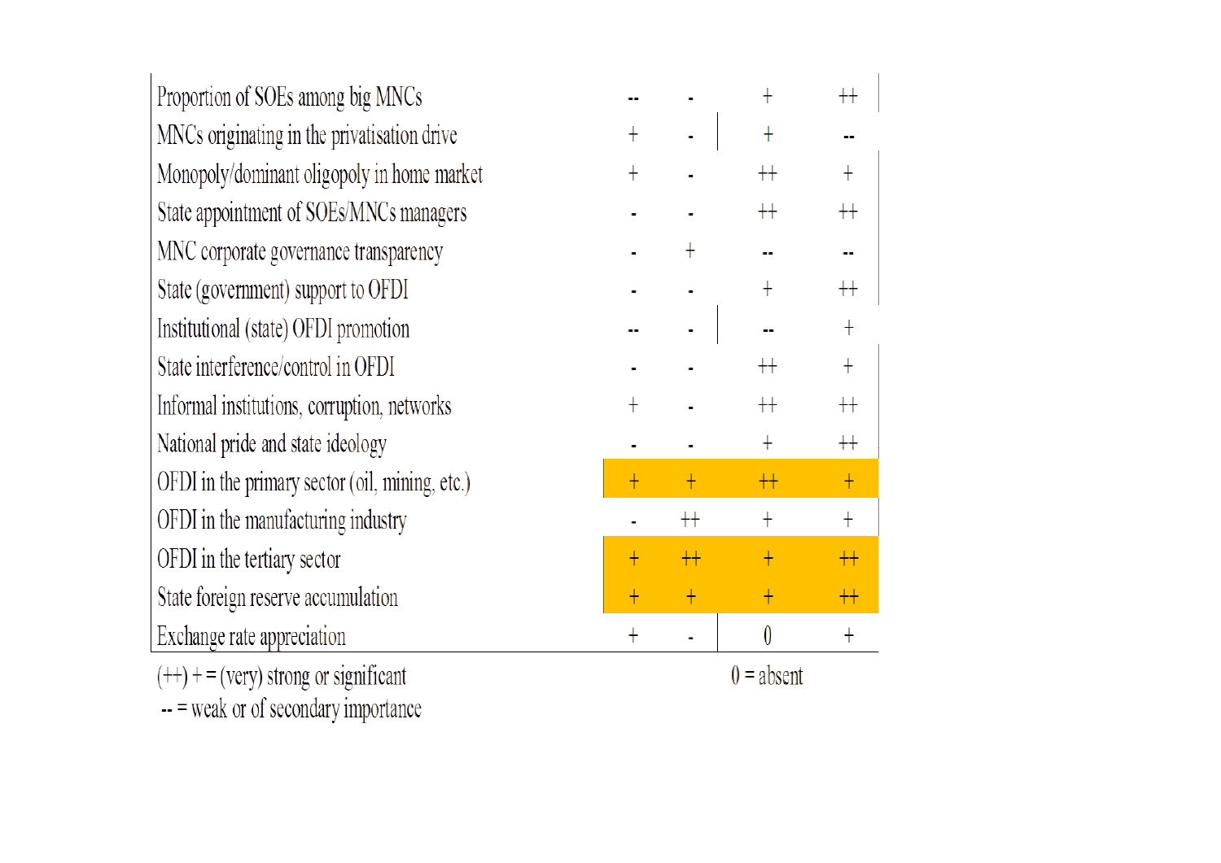| | | | | |
|---|---|---|---|---|
| Proportion of SOEs among big MNCs | -- | - | + | ++ |
| MNCs originating in the privatisation drive | + | - | + | -- |
| Monopoly/dominant oligopoly in home market | + | - | ++ | + |
| State appointment of SOEs/MNCs managers | - | - | ++ | ++ |
| MNC corporate governance transparency | - | + | -- | -- |
| State (government) support to OFDI | - | - | + | ++ |
| Institutional (state) OFDI promotion | -- | - | -- | + |
| State interference/control in OFDI | - | - | ++ | + |
| Informal institutions, corruption, networks | + | - | ++ | ++ |
| National pride and state ideology | - | - | + | ++ |
| OFDI in the primary sector (oil, mining, etc.) | + | + | ++ | + |
| OFDI in the manufacturing industry | - | ++ | + | + |
| OFDI in the tertiary sector | + | ++ | + | ++ |
| State foreign reserve accumulation | + | + | + | ++ |
| Exchange rate appreciation | + | - | 0 | + |

(++) + = (very) strong or significant

-- = weak or of secondary importance

0 = absent